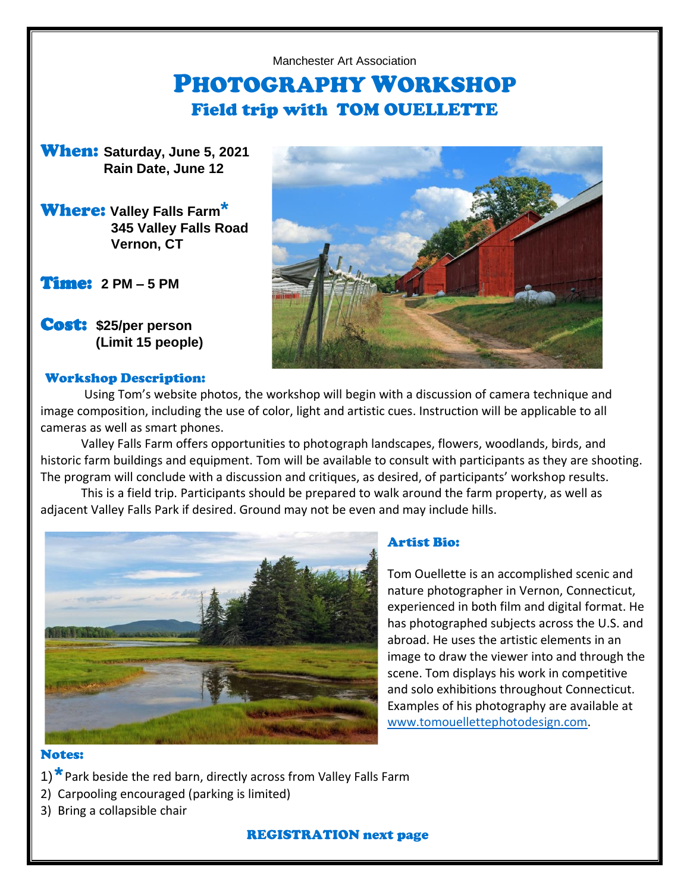Manchester Art Association

# PHOTOGRAPHY WORKSHOP

## Field trip with TOM OUELLETTE

**When:** **Saturday, June 5, 2021**
**Rain Date, June 12**

**Where:** **Valley Falls Farm***
**345 Valley Falls Road**
**Vernon, CT**

**Time:** **2 PM – 5 PM**

**Cost:** **$25/per person**
**(Limit 15 people)**

### Workshop Description:

Using Tom's website photos, the workshop will begin with a discussion of camera technique and image composition, including the use of color, light and artistic cues. Instruction will be applicable to all cameras as well as smart phones.

Valley Falls Farm offers opportunities to photograph landscapes, flowers, woodlands, birds, and historic farm buildings and equipment. Tom will be available to consult with participants as they are shooting. The program will conclude with a discussion and critiques, as desired, of participants' workshop results.

This is a field trip. Participants should be prepared to walk around the farm property, as well as adjacent Valley Falls Park if desired. Ground may not be even and may include hills.

### Artist Bio:

Tom Ouellette is an accomplished scenic and nature photographer in Vernon, Connecticut, experienced in both film and digital format. He has photographed subjects across the U.S. and abroad. He uses the artistic elements in an image to draw the viewer into and through the scene. Tom displays his work in competitive and solo exhibitions throughout Connecticut. Examples of his photography are available at www.tomouellettephotodesign.com.

### Notes:

1) * Park beside the red barn, directly across from Valley Falls Farm
2) Carpooling encouraged (parking is limited)
3) Bring a collapsible chair

**REGISTRATION next page**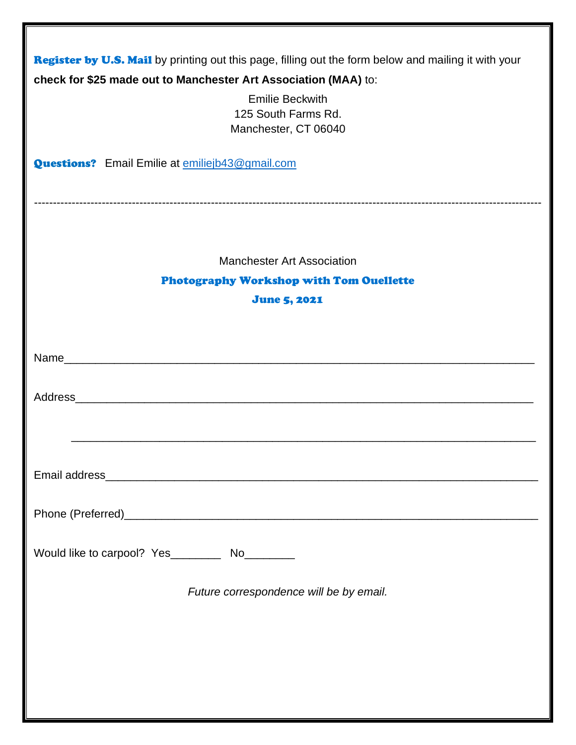**Register by U.S. Mail** by printing out this page, filling out the form below and mailing it with your **check for $25 made out to Manchester Art Association (MAA)** to:

Emilie Beckwith  
125 South Farms Rd.  
Manchester, CT 06040

**Questions?** Email Emilie at emiliejb43@gmail.com

---

Manchester Art Association

**Photography Workshop with Tom Ouellette**

**June 5, 2021**

Name________________________________________________________________________

Address______________________________________________________________________

______________________________________________________________________

Email address_________________________________________________________________

Phone (Preferred)______________________________________________________________

Would like to carpool? Yes________ No________

*Future correspondence will be by email.*